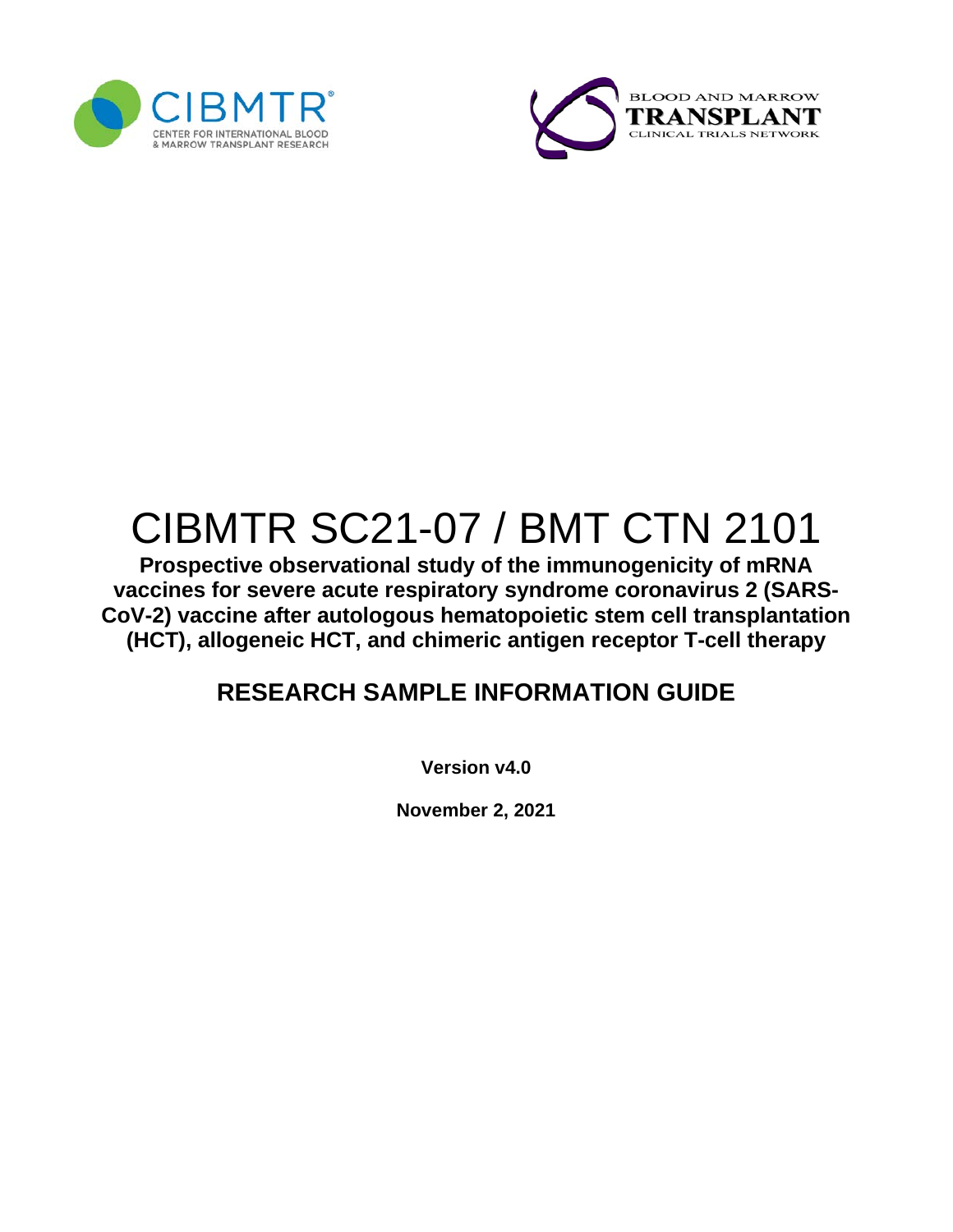CENTER FOR INTERNATIONAL BLOOD & MARROW TRANSPLANT RESEARCH

BLOOD AND MARROW TRANSPLANT CLINICAL TRIALS NETWORK

# CIBMTR SC21-07 / BMT CTN 2101

**Prospective observational study of the immunogenicity of mRNA vaccines for severe acute respiratory syndrome coronavirus 2 (SARS-CoV-2) vaccine after autologous hematopoietic stem cell transplantation (HCT), allogeneic HCT, and chimeric antigen receptor T-cell therapy**

## RESEARCH SAMPLE INFORMATION GUIDE

**Version v4.0**

**November 2, 2021**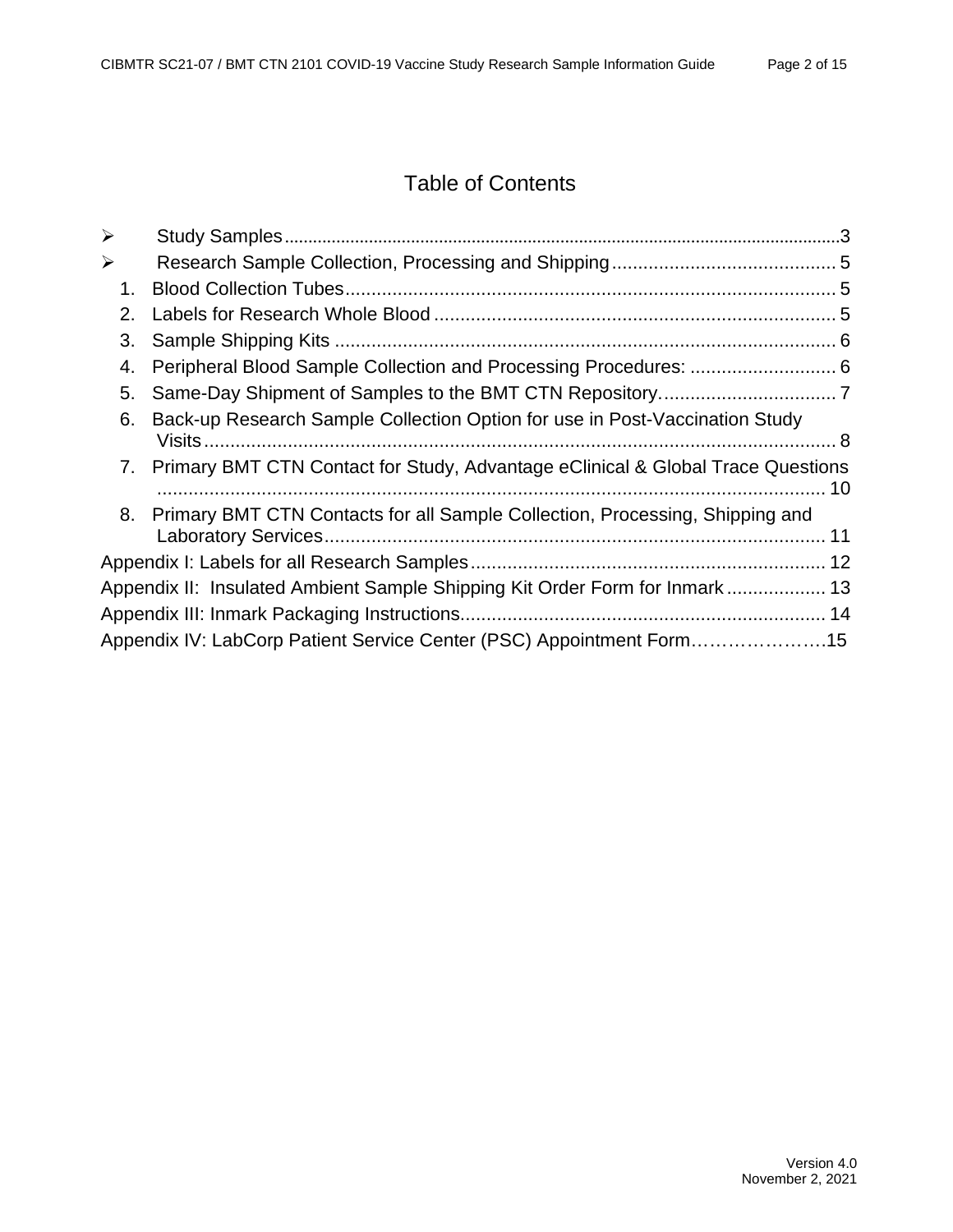# Table of Contents

- Study Samples 3
- Research Sample Collection, Processing and Shipping 5
  1. Blood Collection Tubes 5
  2. Labels for Research Whole Blood 5
  3. Sample Shipping Kits 6
  4. Peripheral Blood Sample Collection and Processing Procedures: 6
  5. Same-Day Shipment of Samples to the BMT CTN Repository. 7
  6. Back-up Research Sample Collection Option for use in Post-Vaccination Study Visits 8
  7. Primary BMT CTN Contact for Study, Advantage eClinical & Global Trace Questions 10
  8. Primary BMT CTN Contacts for all Sample Collection, Processing, Shipping and Laboratory Services 11

Appendix I: Labels for all Research Samples 12

Appendix II: Insulated Ambient Sample Shipping Kit Order Form for Inmark 13

Appendix III: Inmark Packaging Instructions 14

Appendix IV: LabCorp Patient Service Center (PSC) Appointment Form 15

Version 4.0
November 2, 2021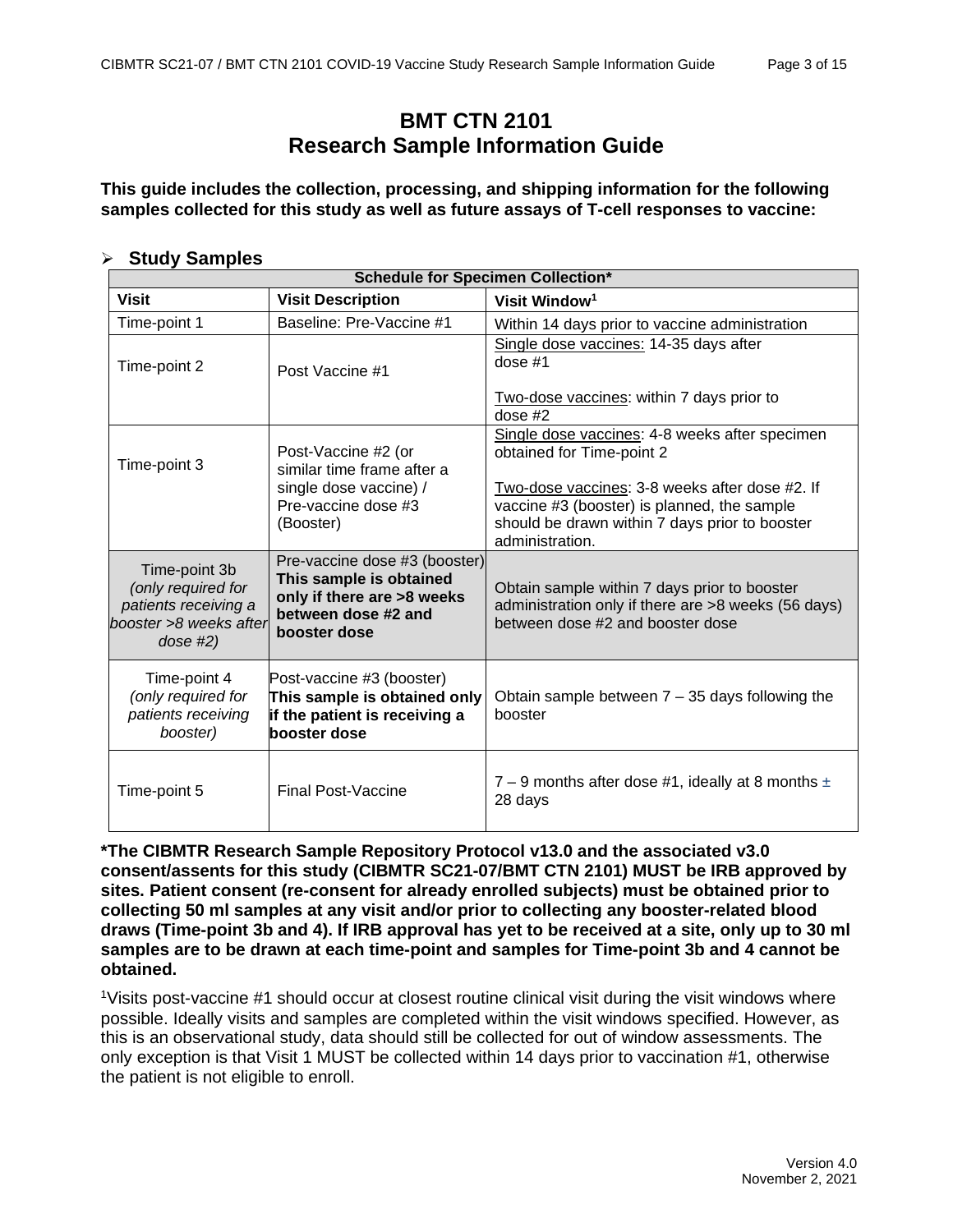# BMT CTN 2101
# Research Sample Information Guide

**This guide includes the collection, processing, and shipping information for the following samples collected for this study as well as future assays of T-cell responses to vaccine:**

- **Study Samples**

| Schedule for Specimen Collection* | | |
|---|---|---|
| **Visit** | **Visit Description** | **Visit Window**[1] |
| Time-point 1 | Baseline: Pre-Vaccine #1 | Within 14 days prior to vaccine administration |
| Time-point 2 | Post Vaccine #1 | Single dose vaccines: 14-35 days after dose #1<br><br>Two-dose vaccines: within 7 days prior to dose #2 |
| Time-point 3 | Post-Vaccine #2 (or similar time frame after a single dose vaccine) / Pre-vaccine dose #3 (Booster) | Single dose vaccines: 4-8 weeks after specimen obtained for Time-point 2<br><br>Two-dose vaccines: 3-8 weeks after dose #2. If vaccine #3 (booster) is planned, the sample should be drawn within 7 days prior to booster administration. |
| Time-point 3b *(only required for patients receiving a booster >8 weeks after dose #2)* | Pre-vaccine dose #3 (booster) **This sample is obtained only if there are >8 weeks between dose #2 and booster dose** | Obtain sample within 7 days prior to booster administration only if there are >8 weeks (56 days) between dose #2 and booster dose |
| Time-point 4 *(only required for patients receiving booster)* | Post-vaccine #3 (booster) **This sample is obtained only if the patient is receiving a booster dose** | Obtain sample between 7 – 35 days following the booster |
| Time-point 5 | Final Post-Vaccine | 7 – 9 months after dose #1, ideally at 8 months ± 28 days |

**\*The CIBMTR Research Sample Repository Protocol v13.0 and the associated v3.0 consent/assents for this study (CIBMTR SC21-07/BMT CTN 2101) MUST be IRB approved by sites. Patient consent (re-consent for already enrolled subjects) must be obtained prior to collecting 50 ml samples at any visit and/or prior to collecting any booster-related blood draws (Time-point 3b and 4). If IRB approval has yet to be received at a site, only up to 30 ml samples are to be drawn at each time-point and samples for Time-point 3b and 4 cannot be obtained.**

[1]Visits post-vaccine #1 should occur at closest routine clinical visit during the visit windows where possible. Ideally visits and samples are completed within the visit windows specified. However, as this is an observational study, data should still be collected for out of window assessments. The only exception is that Visit 1 MUST be collected within 14 days prior to vaccination #1, otherwise the patient is not eligible to enroll.

Version 4.0
November 2, 2021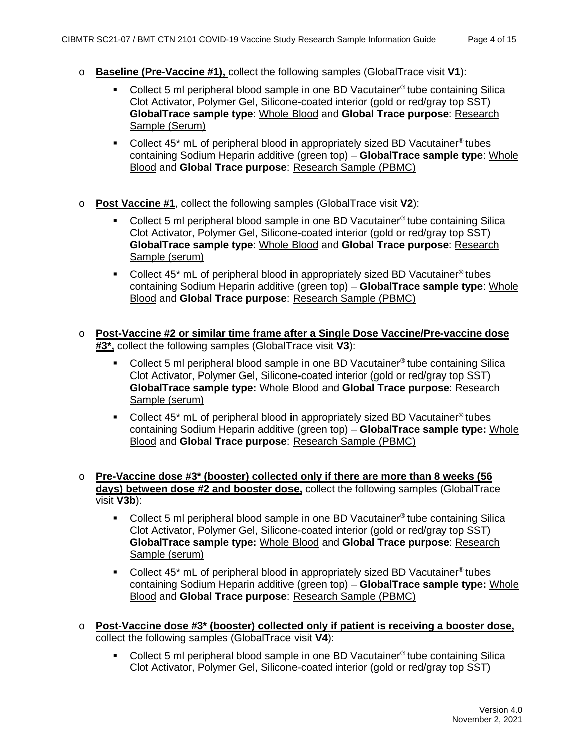- **Baseline (Pre-Vaccine #1),** collect the following samples (GlobalTrace visit **V1**):
  - Collect 5 ml peripheral blood sample in one BD Vacutainer® tube containing Silica Clot Activator, Polymer Gel, Silicone-coated interior (gold or red/gray top SST) **GlobalTrace sample type**: Whole Blood and **Global Trace purpose**: Research Sample (Serum)
  - Collect 45* mL of peripheral blood in appropriately sized BD Vacutainer® tubes containing Sodium Heparin additive (green top) – **GlobalTrace sample type**: Whole Blood and **Global Trace purpose**: Research Sample (PBMC)

- **Post Vaccine #1**, collect the following samples (GlobalTrace visit **V2**):
  - Collect 5 ml peripheral blood sample in one BD Vacutainer® tube containing Silica Clot Activator, Polymer Gel, Silicone-coated interior (gold or red/gray top SST) **GlobalTrace sample type**: Whole Blood and **Global Trace purpose**: Research Sample (serum)
  - Collect 45* mL of peripheral blood in appropriately sized BD Vacutainer® tubes containing Sodium Heparin additive (green top) – **GlobalTrace sample type**: Whole Blood and **Global Trace purpose**: Research Sample (PBMC)

- **Post-Vaccine #2 or similar time frame after a Single Dose Vaccine/Pre-vaccine dose #3*,** collect the following samples (GlobalTrace visit **V3**):
  - Collect 5 ml peripheral blood sample in one BD Vacutainer® tube containing Silica Clot Activator, Polymer Gel, Silicone-coated interior (gold or red/gray top SST) **GlobalTrace sample type:** Whole Blood and **Global Trace purpose**: Research Sample (serum)
  - Collect 45* mL of peripheral blood in appropriately sized BD Vacutainer® tubes containing Sodium Heparin additive (green top) – **GlobalTrace sample type:** Whole Blood and **Global Trace purpose**: Research Sample (PBMC)

- **Pre-Vaccine dose #3* (booster) collected only if there are more than 8 weeks (56 days) between dose #2 and booster dose,** collect the following samples (GlobalTrace visit **V3b**):
  - Collect 5 ml peripheral blood sample in one BD Vacutainer® tube containing Silica Clot Activator, Polymer Gel, Silicone-coated interior (gold or red/gray top SST) **GlobalTrace sample type:** Whole Blood and **Global Trace purpose**: Research Sample (serum)
  - Collect 45* mL of peripheral blood in appropriately sized BD Vacutainer® tubes containing Sodium Heparin additive (green top) – **GlobalTrace sample type:** Whole Blood and **Global Trace purpose**: Research Sample (PBMC)

- **Post-Vaccine dose #3* (booster) collected only if patient is receiving a booster dose,** collect the following samples (GlobalTrace visit **V4**):
  - Collect 5 ml peripheral blood sample in one BD Vacutainer® tube containing Silica Clot Activator, Polymer Gel, Silicone-coated interior (gold or red/gray top SST)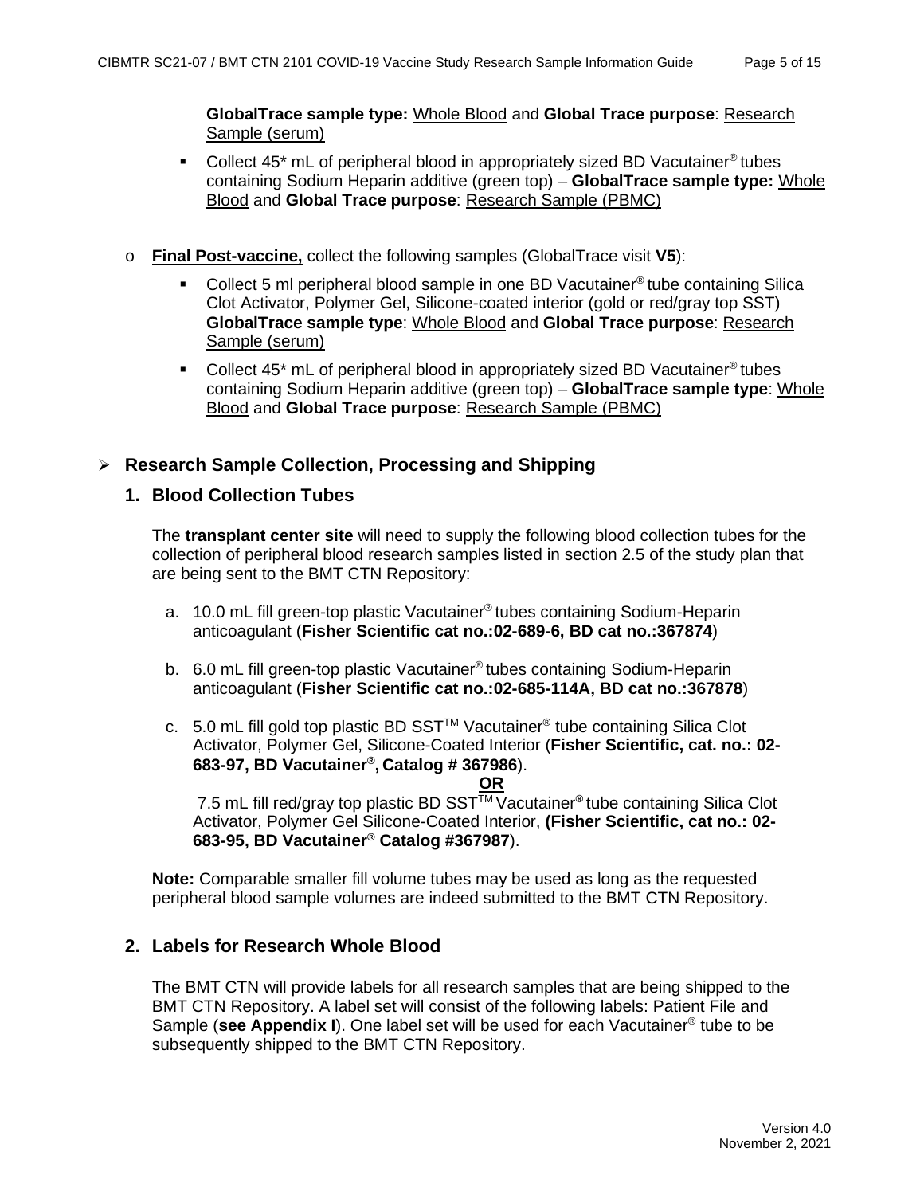**GlobalTrace sample type:** Whole Blood and **Global Trace purpose**: Research Sample (serum)

- Collect 45* mL of peripheral blood in appropriately sized BD Vacutainer® tubes containing Sodium Heparin additive (green top) – **GlobalTrace sample type:** Whole Blood and **Global Trace purpose**: Research Sample (PBMC)

- **Final Post-vaccine,** collect the following samples (GlobalTrace visit **V5**):
  - Collect 5 ml peripheral blood sample in one BD Vacutainer® tube containing Silica Clot Activator, Polymer Gel, Silicone-coated interior (gold or red/gray top SST) **GlobalTrace sample type**: Whole Blood and **Global Trace purpose**: Research Sample (serum)
  - Collect 45* mL of peripheral blood in appropriately sized BD Vacutainer® tubes containing Sodium Heparin additive (green top) – **GlobalTrace sample type**: Whole Blood and **Global Trace purpose**: Research Sample (PBMC)

## Research Sample Collection, Processing and Shipping

### 1. Blood Collection Tubes

The **transplant center site** will need to supply the following blood collection tubes for the collection of peripheral blood research samples listed in section 2.5 of the study plan that are being sent to the BMT CTN Repository:

a. 10.0 mL fill green-top plastic Vacutainer® tubes containing Sodium-Heparin anticoagulant (**Fisher Scientific cat no.:02-689-6, BD cat no.:367874**)

b. 6.0 mL fill green-top plastic Vacutainer® tubes containing Sodium-Heparin anticoagulant (**Fisher Scientific cat no.:02-685-114A, BD cat no.:367878**)

c. 5.0 mL fill gold top plastic BD SST™ Vacutainer® tube containing Silica Clot Activator, Polymer Gel, Silicone-Coated Interior (**Fisher Scientific, cat. no.: 02-683-97, BD Vacutainer®, Catalog # 367986**).

**OR**

7.5 mL fill red/gray top plastic BD SST™ Vacutainer® tube containing Silica Clot Activator, Polymer Gel Silicone-Coated Interior, **(Fisher Scientific, cat no.: 02-683-95, BD Vacutainer® Catalog #367987**).

**Note:** Comparable smaller fill volume tubes may be used as long as the requested peripheral blood sample volumes are indeed submitted to the BMT CTN Repository.

### 2. Labels for Research Whole Blood

The BMT CTN will provide labels for all research samples that are being shipped to the BMT CTN Repository. A label set will consist of the following labels: Patient File and Sample (**see Appendix I**). One label set will be used for each Vacutainer® tube to be subsequently shipped to the BMT CTN Repository.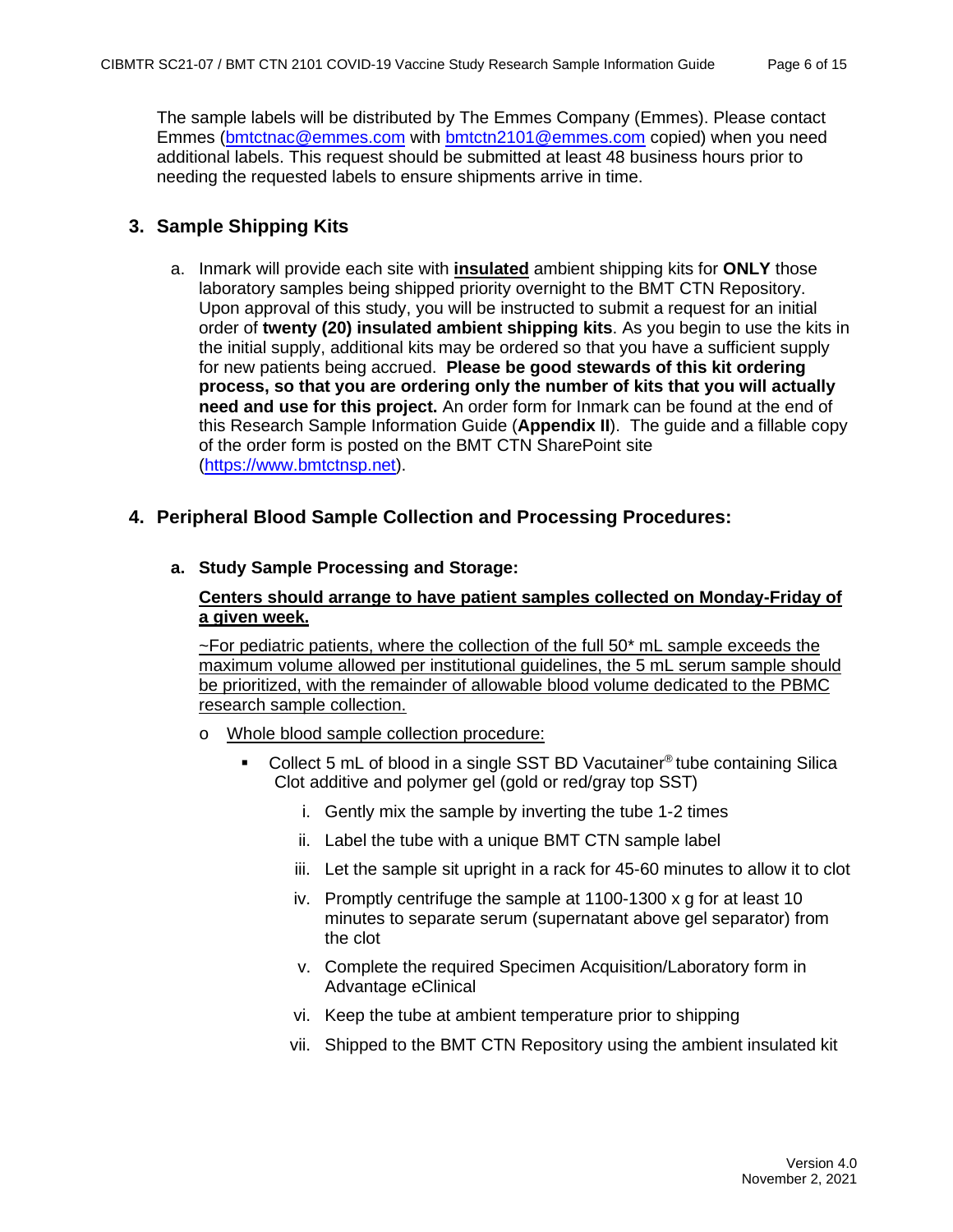The sample labels will be distributed by The Emmes Company (Emmes). Please contact Emmes (bmtctnac@emmes.com with bmtctn2101@emmes.com copied) when you need additional labels. This request should be submitted at least 48 business hours prior to needing the requested labels to ensure shipments arrive in time.

## 3. Sample Shipping Kits

a. Inmark will provide each site with **insulated** ambient shipping kits for **ONLY** those laboratory samples being shipped priority overnight to the BMT CTN Repository. Upon approval of this study, you will be instructed to submit a request for an initial order of **twenty (20) insulated ambient shipping kits**. As you begin to use the kits in the initial supply, additional kits may be ordered so that you have a sufficient supply for new patients being accrued. **Please be good stewards of this kit ordering process, so that you are ordering only the number of kits that you will actually need and use for this project.** An order form for Inmark can be found at the end of this Research Sample Information Guide (**Appendix II**). The guide and a fillable copy of the order form is posted on the BMT CTN SharePoint site (https://www.bmtctnsp.net).

## 4. Peripheral Blood Sample Collection and Processing Procedures:

### a. Study Sample Processing and Storage:

**Centers should arrange to have patient samples collected on Monday-Friday of a given week.**

~For pediatric patients, where the collection of the full 50* mL sample exceeds the maximum volume allowed per institutional guidelines, the 5 mL serum sample should be prioritized, with the remainder of allowable blood volume dedicated to the PBMC research sample collection.

- Whole blood sample collection procedure:
  - Collect 5 mL of blood in a single SST BD Vacutainer® tube containing Silica Clot additive and polymer gel (gold or red/gray top SST)
    - i. Gently mix the sample by inverting the tube 1-2 times
    - ii. Label the tube with a unique BMT CTN sample label
    - iii. Let the sample sit upright in a rack for 45-60 minutes to allow it to clot
    - iv. Promptly centrifuge the sample at 1100-1300 x g for at least 10 minutes to separate serum (supernatant above gel separator) from the clot
    - v. Complete the required Specimen Acquisition/Laboratory form in Advantage eClinical
    - vi. Keep the tube at ambient temperature prior to shipping
    - vii. Shipped to the BMT CTN Repository using the ambient insulated kit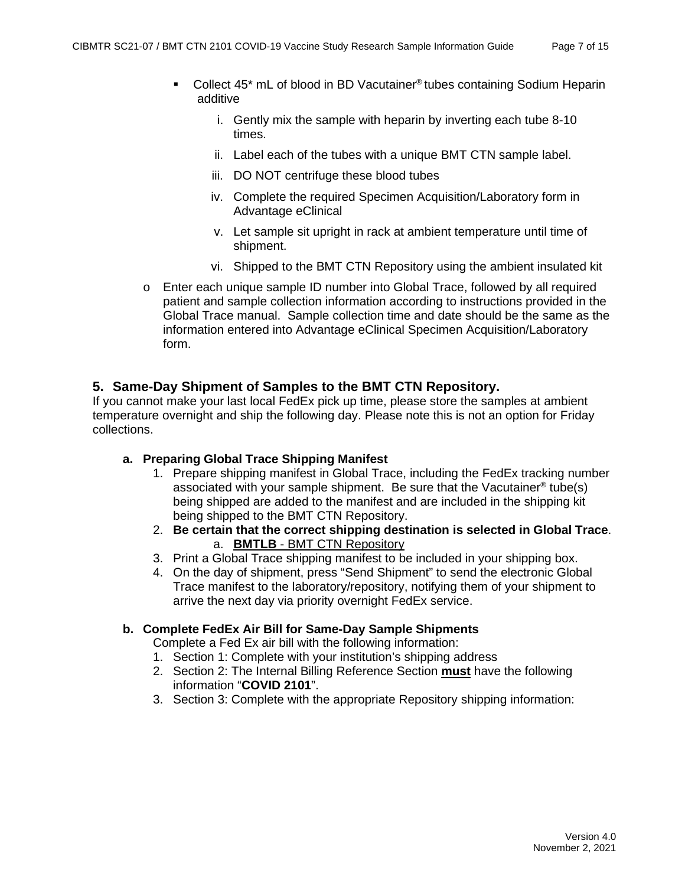- Collect 45* mL of blood in BD Vacutainer® tubes containing Sodium Heparin additive
  - i. Gently mix the sample with heparin by inverting each tube 8-10 times.
  - ii. Label each of the tubes with a unique BMT CTN sample label.
  - iii. DO NOT centrifuge these blood tubes
  - iv. Complete the required Specimen Acquisition/Laboratory form in Advantage eClinical
  - v. Let sample sit upright in rack at ambient temperature until time of shipment.
  - vi. Shipped to the BMT CTN Repository using the ambient insulated kit

- Enter each unique sample ID number into Global Trace, followed by all required patient and sample collection information according to instructions provided in the Global Trace manual. Sample collection time and date should be the same as the information entered into Advantage eClinical Specimen Acquisition/Laboratory form.

## 5. Same-Day Shipment of Samples to the BMT CTN Repository.

If you cannot make your last local FedEx pick up time, please store the samples at ambient temperature overnight and ship the following day. Please note this is not an option for Friday collections.

### a. Preparing Global Trace Shipping Manifest

1. Prepare shipping manifest in Global Trace, including the FedEx tracking number associated with your sample shipment. Be sure that the Vacutainer® tube(s) being shipped are added to the manifest and are included in the shipping kit being shipped to the BMT CTN Repository.
2. **Be certain that the correct shipping destination is selected in Global Trace**.
   a. **BMTLB** - BMT CTN Repository
3. Print a Global Trace shipping manifest to be included in your shipping box.
4. On the day of shipment, press "Send Shipment" to send the electronic Global Trace manifest to the laboratory/repository, notifying them of your shipment to arrive the next day via priority overnight FedEx service.

### b. Complete FedEx Air Bill for Same-Day Sample Shipments

Complete a Fed Ex air bill with the following information:

1. Section 1: Complete with your institution's shipping address
2. Section 2: The Internal Billing Reference Section **must** have the following information "**COVID 2101**".
3. Section 3: Complete with the appropriate Repository shipping information: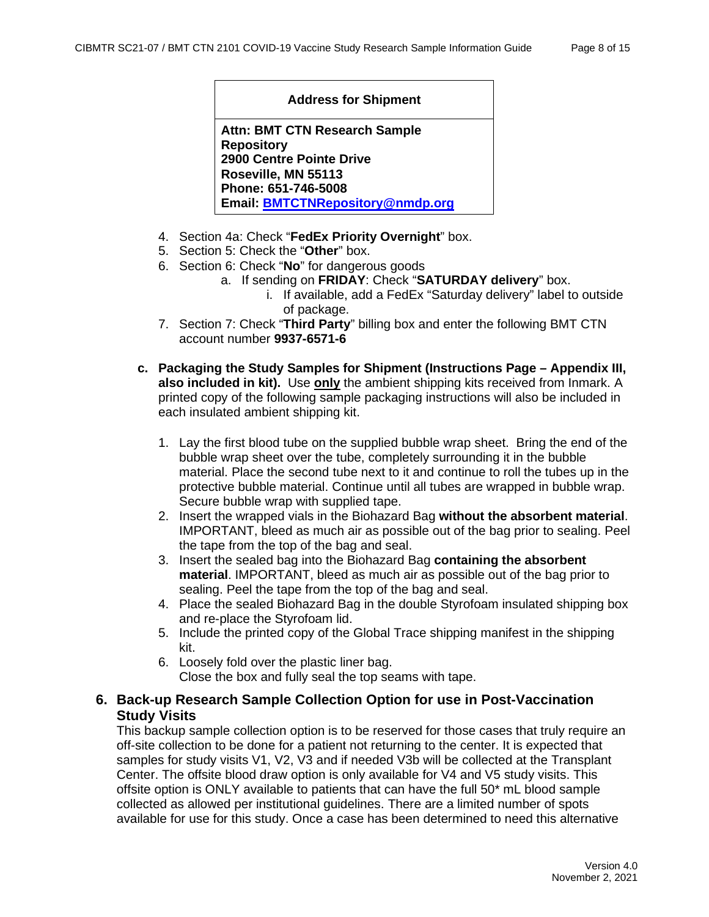| Address for Shipment |
|---|
| **Attn: BMT CTN Research Sample Repository**<br>**2900 Centre Pointe Drive**<br>**Roseville, MN 55113**<br>**Phone: 651-746-5008**<br>**Email: BMTCTNRepository@nmdp.org** |

4. Section 4a: Check "**FedEx Priority Overnight**" box.
5. Section 5: Check the "**Other**" box.
6. Section 6: Check "**No**" for dangerous goods
   a. If sending on **FRIDAY**: Check "**SATURDAY delivery**" box.
      i. If available, add a FedEx "Saturday delivery" label to outside of package.
7. Section 7: Check "**Third Party**" billing box and enter the following BMT CTN account number **9937-6571-6**

**c. Packaging the Study Samples for Shipment (Instructions Page – Appendix III, also included in kit).** Use **only** the ambient shipping kits received from Inmark. A printed copy of the following sample packaging instructions will also be included in each insulated ambient shipping kit.

1. Lay the first blood tube on the supplied bubble wrap sheet. Bring the end of the bubble wrap sheet over the tube, completely surrounding it in the bubble material. Place the second tube next to it and continue to roll the tubes up in the protective bubble material. Continue until all tubes are wrapped in bubble wrap. Secure bubble wrap with supplied tape.
2. Insert the wrapped vials in the Biohazard Bag **without the absorbent material**. IMPORTANT, bleed as much air as possible out of the bag prior to sealing. Peel the tape from the top of the bag and seal.
3. Insert the sealed bag into the Biohazard Bag **containing the absorbent material**. IMPORTANT, bleed as much air as possible out of the bag prior to sealing. Peel the tape from the top of the bag and seal.
4. Place the sealed Biohazard Bag in the double Styrofoam insulated shipping box and re-place the Styrofoam lid.
5. Include the printed copy of the Global Trace shipping manifest in the shipping kit.
6. Loosely fold over the plastic liner bag.
   Close the box and fully seal the top seams with tape.

## 6. Back-up Research Sample Collection Option for use in Post-Vaccination Study Visits

This backup sample collection option is to be reserved for those cases that truly require an off-site collection to be done for a patient not returning to the center. It is expected that samples for study visits V1, V2, V3 and if needed V3b will be collected at the Transplant Center. The offsite blood draw option is only available for V4 and V5 study visits. This offsite option is ONLY available to patients that can have the full 50* mL blood sample collected as allowed per institutional guidelines. There are a limited number of spots available for use for this study. Once a case has been determined to need this alternative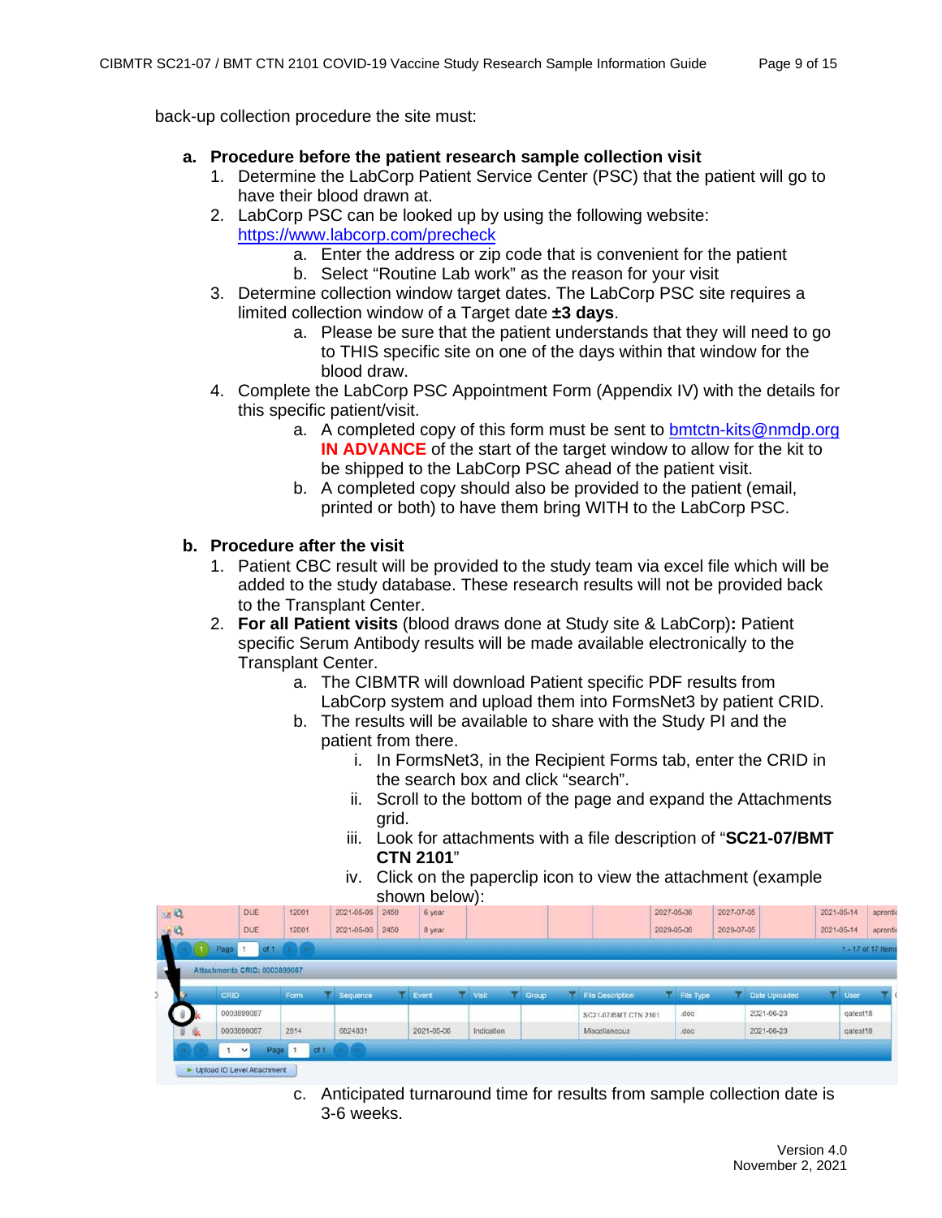back-up collection procedure the site must:

**a. Procedure before the patient research sample collection visit**

1. Determine the LabCorp Patient Service Center (PSC) that the patient will go to have their blood drawn at.
2. LabCorp PSC can be looked up by using the following website: https://www.labcorp.com/precheck
    a. Enter the address or zip code that is convenient for the patient
    b. Select "Routine Lab work" as the reason for your visit
3. Determine collection window target dates. The LabCorp PSC site requires a limited collection window of a Target date **±3 days**.
    a. Please be sure that the patient understands that they will need to go to THIS specific site on one of the days within that window for the blood draw.
4. Complete the LabCorp PSC Appointment Form (Appendix IV) with the details for this specific patient/visit.
    a. A completed copy of this form must be sent to bmtctn-kits@nmdp.org **IN ADVANCE** of the start of the target window to allow for the kit to be shipped to the LabCorp PSC ahead of the patient visit.
    b. A completed copy should also be provided to the patient (email, printed or both) to have them bring WITH to the LabCorp PSC.

**b. Procedure after the visit**

1. Patient CBC result will be provided to the study team via excel file which will be added to the study database. These research results will not be provided back to the Transplant Center.
2. **For all Patient visits** (blood draws done at Study site & LabCorp)**:** Patient specific Serum Antibody results will be made available electronically to the Transplant Center.
    a. The CIBMTR will download Patient specific PDF results from LabCorp system and upload them into FormsNet3 by patient CRID.
    b. The results will be available to share with the Study PI and the patient from there.
        i. In FormsNet3, in the Recipient Forms tab, enter the CRID in the search box and click "search".
        ii. Scroll to the bottom of the page and expand the Attachments grid.
        iii. Look for attachments with a file description of "**SC21-07/BMT CTN 2101**"
        iv. Click on the paperclip icon to view the attachment (example shown below):

| CRID | Form | Sequence | Event | Visit | Group | File Description | File Type | Date Uploaded | User |
|---|---|---|---|---|---|---|---|---|---|
| 0003899087 | | | | | | SC21-07/BMT CTN 2101 | .doc | 2021-06-23 | qatest18 |
| 0003899087 | 2814 | 6824831 | 2021-05-06 | Indication | | Miscellaneous | .doc | 2021-06-23 | qatest18 |

    c. Anticipated turnaround time for results from sample collection date is 3-6 weeks.

Version 4.0
November 2, 2021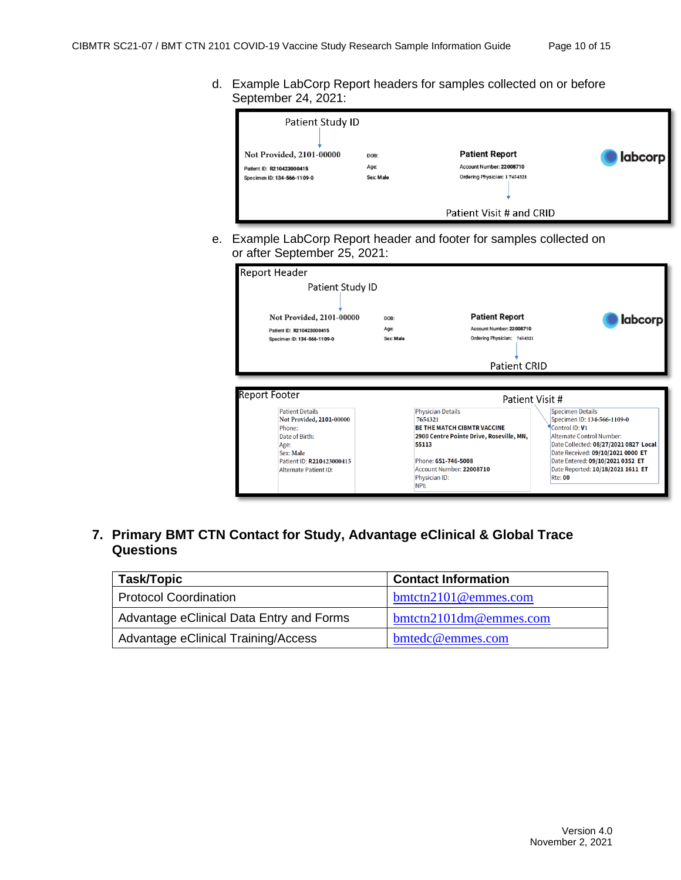d. Example LabCorp Report headers for samples collected on or before September 24, 2021:

Patient Study ID

Not Provided, 2101-00000
Patient ID: R210423000415
Specimen ID: 134-566-1109-0

DOB:
Age:
Sex: Male

Patient Report
Account Number: 22008710
Ordering Physician: 1 7654321

labcorp

Patient Visit # and CRID

e. Example LabCorp Report header and footer for samples collected on or after September 25, 2021:

Report Header

Patient Study ID

Not Provided, 2101-00000
Patient ID: R210423000415
Specimen ID: 134-566-1109-0

DOB:
Age:
Sex: Male

Patient Report
Account Number: 22008710
Ordering Physician: 7654321

labcorp

Patient CRID

Report Footer

Patient Visit #

Patient Details
Not Provided, 2101-00000
Phone:
Date of Birth:
Age:
Sex: Male
Patient ID: R210423000415
Alternate Patient ID:

Physician Details
7654321
BE THE MATCH CIBMTR VACCINE
2900 Centre Pointe Drive, Roseville, MN, 55113
Phone: 651-746-5008
Account Number: 22008710
Physician ID:
NPI:

Specimen Details
Specimen ID: 134-566-1109-0
Control ID: V1
Alternate Control Number:
Date Collected: 08/27/2021 0827 Local
Date Received: 09/10/2021 0000 ET
Date Entered: 09/10/2021 0352 ET
Date Reported: 10/18/2021 1611 ET
Rte: 00

## 7. Primary BMT CTN Contact for Study, Advantage eClinical & Global Trace Questions

| Task/Topic | Contact Information |
| --- | --- |
| Protocol Coordination | bmtctn2101@emmes.com |
| Advantage eClinical Data Entry and Forms | bmtctn2101dm@emmes.com |
| Advantage eClinical Training/Access | bmtedc@emmes.com |

Version 4.0
November 2, 2021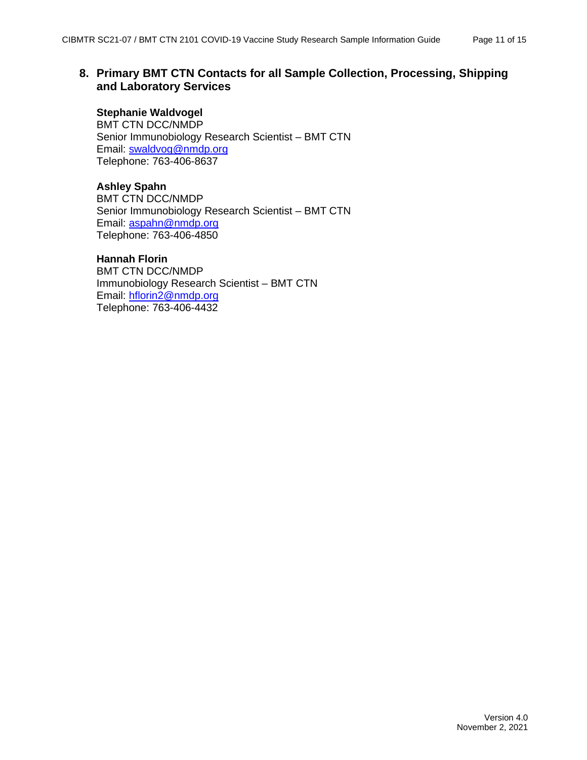## 8. Primary BMT CTN Contacts for all Sample Collection, Processing, Shipping and Laboratory Services

**Stephanie Waldvogel**
BMT CTN DCC/NMDP
Senior Immunobiology Research Scientist – BMT CTN
Email: swaldvog@nmdp.org
Telephone: 763-406-8637

**Ashley Spahn**
BMT CTN DCC/NMDP
Senior Immunobiology Research Scientist – BMT CTN
Email: aspahn@nmdp.org
Telephone: 763-406-4850

**Hannah Florin**
BMT CTN DCC/NMDP
Immunobiology Research Scientist – BMT CTN
Email: hflorin2@nmdp.org
Telephone: 763-406-4432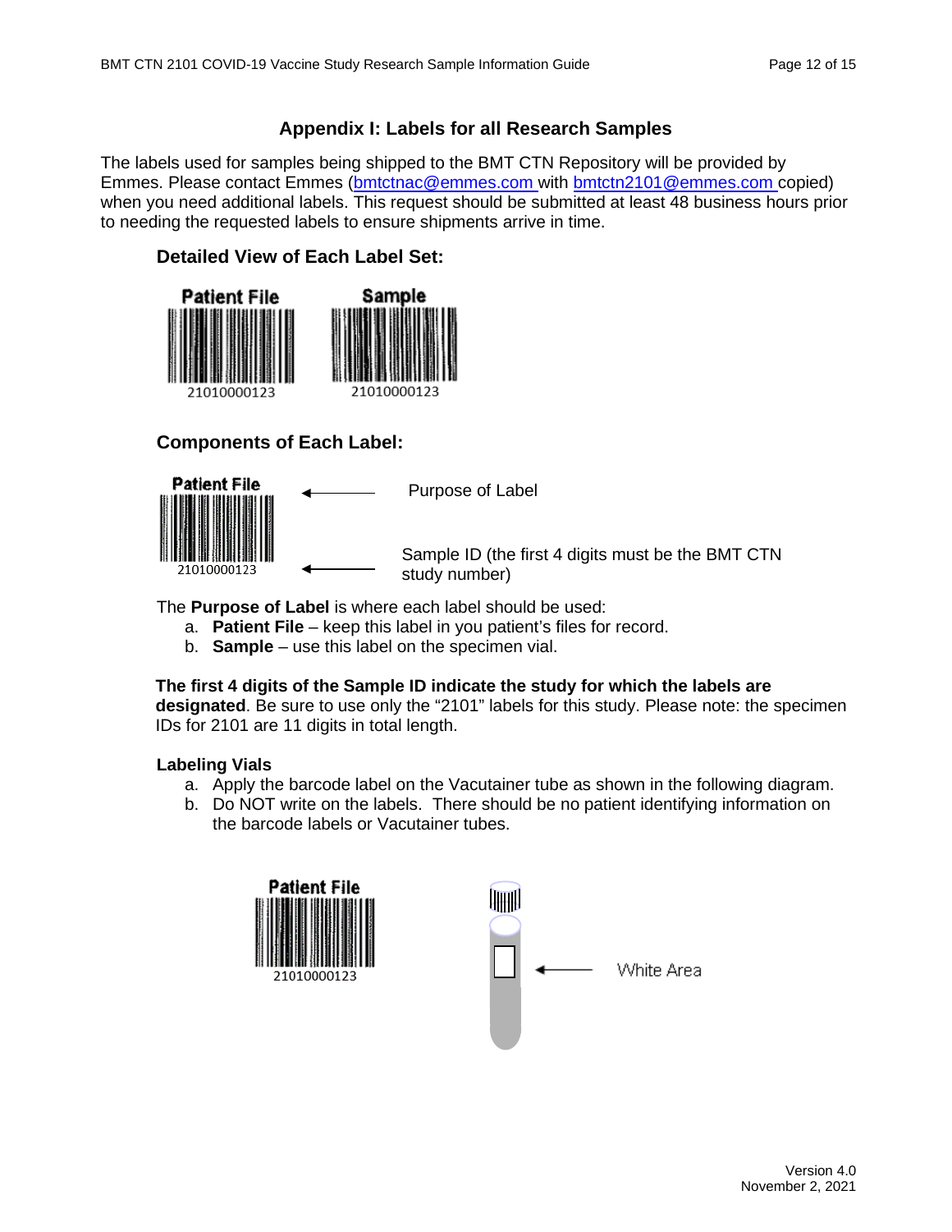## Appendix I: Labels for all Research Samples

The labels used for samples being shipped to the BMT CTN Repository will be provided by Emmes. Please contact Emmes (bmtctnac@emmes.com with bmtctn2101@emmes.com copied) when you need additional labels. This request should be submitted at least 48 business hours prior to needing the requested labels to ensure shipments arrive in time.

### Detailed View of Each Label Set:

Patient File — 21010000123

Sample — 21010000123

### Components of Each Label:

Patient File — Purpose of Label

21010000123 — Sample ID (the first 4 digits must be the BMT CTN study number)

The **Purpose of Label** is where each label should be used:

a. **Patient File** – keep this label in you patient's files for record.
b. **Sample** – use this label on the specimen vial.

**The first 4 digits of the Sample ID indicate the study for which the labels are designated**. Be sure to use only the "2101" labels for this study. Please note: the specimen IDs for 2101 are 11 digits in total length.

### Labeling Vials

a. Apply the barcode label on the Vacutainer tube as shown in the following diagram.
b. Do NOT write on the labels. There should be no patient identifying information on the barcode labels or Vacutainer tubes.

Patient File — 21010000123

White Area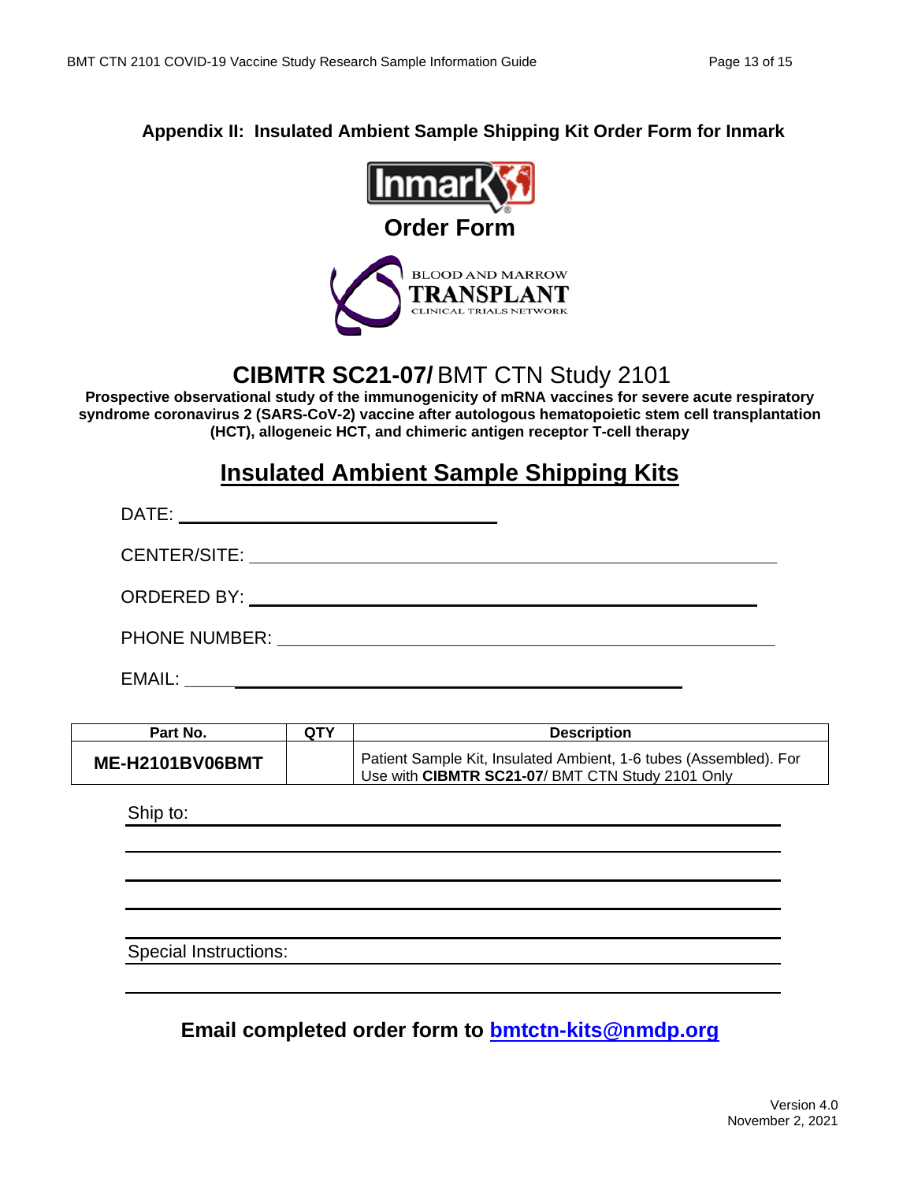## Appendix II: Insulated Ambient Sample Shipping Kit Order Form for Inmark

Inmark

## Order Form

BLOOD AND MARROW **TRANSPLANT** CLINICAL TRIALS NETWORK

# **CIBMTR SC21-07/** BMT CTN Study 2101

**Prospective observational study of the immunogenicity of mRNA vaccines for severe acute respiratory syndrome coronavirus 2 (SARS-CoV-2) vaccine after autologous hematopoietic stem cell transplantation (HCT), allogeneic HCT, and chimeric antigen receptor T-cell therapy**

## Insulated Ambient Sample Shipping Kits

DATE: ______________________________

CENTER/SITE: ______________________________

ORDERED BY: ______________________________

PHONE NUMBER: ______________________________

EMAIL: ______________________________

| Part No. | QTY | Description |
|---|---|---|
| **ME-H2101BV06BMT** | | Patient Sample Kit, Insulated Ambient, 1-6 tubes (Assembled). For Use with **CIBMTR SC21-07**/ BMT CTN Study 2101 Only |

Ship to: ______________________________

______________________________

______________________________

______________________________

Special Instructions: ______________________________

______________________________

**Email completed order form to [bmtctn-kits@nmdp.org](mailto:bmtctn-kits@nmdp.org)**

Version 4.0
November 2, 2021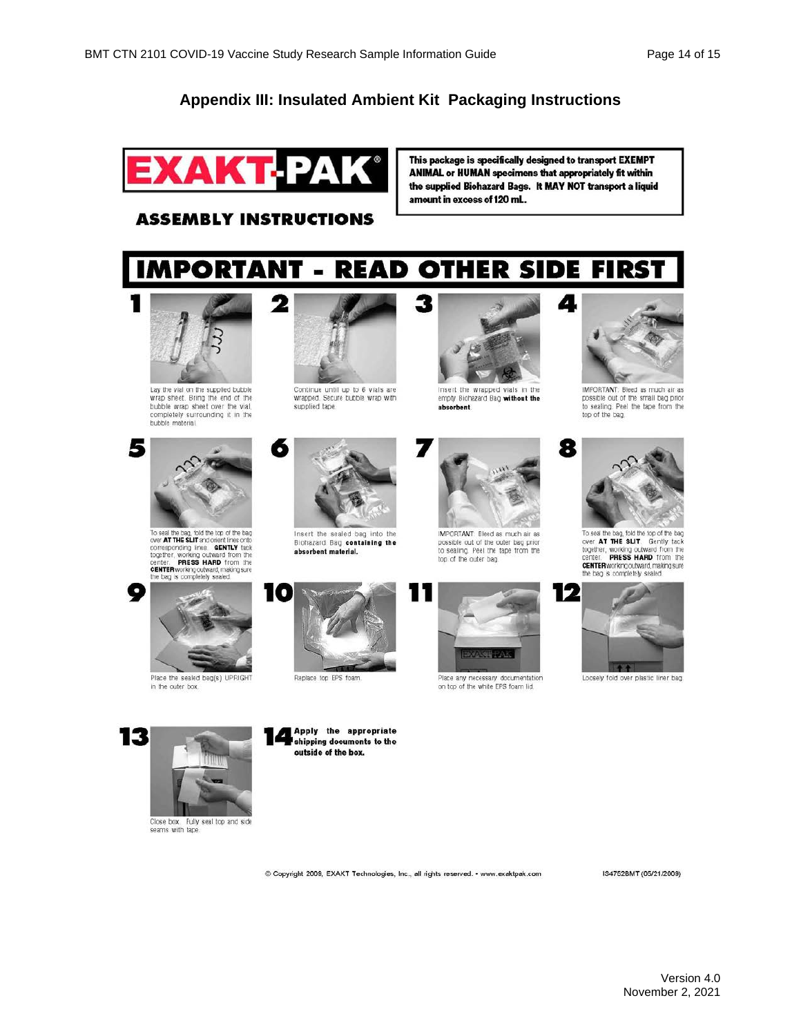## Appendix III: Insulated Ambient Kit Packaging Instructions

**EXAKT-PAK®**

**This package is specifically designed to transport EXEMPT ANIMAL or HUMAN specimens that appropriately fit within the supplied Biohazard Bags. It MAY NOT transport a liquid amount in excess of 120 mL.**

### ASSEMBLY INSTRUCTIONS

## IMPORTANT - READ OTHER SIDE FIRST

**1** Lay the vial on the supplied bubble wrap sheet. Bring the end of the bubble wrap sheet over the vial, completely surrounding it in the bubble material.

**2** Continue until up to 6 vials are wrapped. Secure bubble wrap with supplied tape.

**3** Insert the wrapped vials in the empty Biohazard Bag **without the absorbent**.

**4** IMPORTANT: Bleed as much air as possible out of the small bag prior to sealing. Peel the tape from the top of the bag.

**5** To seal the bag, fold the top of the bag over **AT THE SLIT** and orient lines onto corresponding lines. **GENTLY** tack together, working outward from the center. **PRESS HARD** from the **CENTER** working outward, making sure the bag is completely sealed.

**6** Insert the sealed bag into the Biohazard Bag **containing the absorbent material.**

**7** IMPORTANT: Bleed as much air as possible out of the outer bag prior to sealing. Peel the tape from the top of the outer bag.

**8** To seal the bag, fold the top of the bag over **AT THE SLIT**. Gently tack together, working outward from the center. **PRESS HARD** from the **CENTER** working outward, making sure the bag is completely sealed.

**9** Place the sealed bag(s) UPRIGHT in the outer box.

**10** Replace top EPS foam.

**11** Place any necessary documentation on top of the white EPS foam lid.

**12** Loosely fold over plastic liner bag.

**13** Close box. Fully seal top and side seams with tape.

**14** **Apply the appropriate shipping documents to the outside of the box.**

© Copyright 2009, EXAKT Technologies, Inc., all rights reserved. - www.exaktpak.com

IS4752BMT (05/21/2009)

Version 4.0
November 2, 2021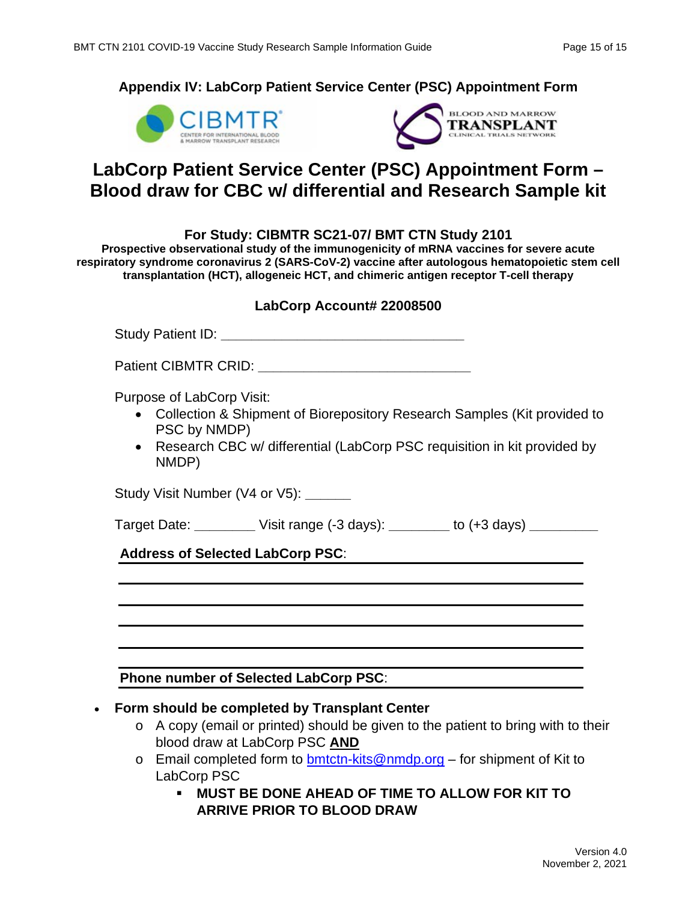## Appendix IV: LabCorp Patient Service Center (PSC) Appointment Form

# LabCorp Patient Service Center (PSC) Appointment Form – Blood draw for CBC w/ differential and Research Sample kit

**For Study: CIBMTR SC21-07/ BMT CTN Study 2101**

**Prospective observational study of the immunogenicity of mRNA vaccines for severe acute respiratory syndrome coronavirus 2 (SARS-CoV-2) vaccine after autologous hematopoietic stem cell transplantation (HCT), allogeneic HCT, and chimeric antigen receptor T-cell therapy**

**LabCorp Account# 22008500**

Study Patient ID: _______________________________

Patient CIBMTR CRID: ___________________________

Purpose of LabCorp Visit:

- Collection & Shipment of Biorepository Research Samples (Kit provided to PSC by NMDP)
- Research CBC w/ differential (LabCorp PSC requisition in kit provided by NMDP)

Study Visit Number (V4 or V5): ______

Target Date: ________ Visit range (-3 days): ________ to (+3 days) _________

**Address of Selected LabCorp PSC**:

______________________________________________

______________________________________________

______________________________________________

______________________________________________

______________________________________________

**Phone number of Selected LabCorp PSC**:

- **Form should be completed by Transplant Center**
  - A copy (email or printed) should be given to the patient to bring with to their blood draw at LabCorp PSC **AND**
  - Email completed form to bmtctn-kits@nmdp.org – for shipment of Kit to LabCorp PSC
    - **MUST BE DONE AHEAD OF TIME TO ALLOW FOR KIT TO ARRIVE PRIOR TO BLOOD DRAW**

Version 4.0
November 2, 2021